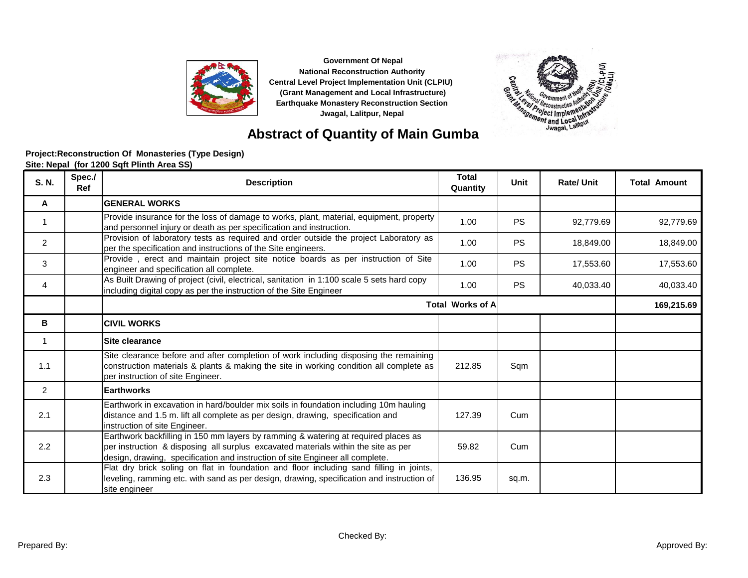**Government Of Nepal**
**National Reconstruction Authority**
**Central Level Project Implementation Unit (CLPIU)**
**(Grant Management and Local Infrastructure)**
**Earthquake Monastery Reconstruction Section**
**Jwagal, Lalitpur, Nepal**

# Abstract of Quantity of Main Gumba

**Project:Reconstruction Of Monasteries (Type Design)**
**Site: Nepal (for 1200 Sqft Plinth Area SS)**

| S. N. | Spec./ Ref | Description | Total Quantity | Unit | Rate/ Unit | Total Amount |
|---|---|---|---|---|---|---|
| **A** | | **GENERAL WORKS** | | | | |
| 1 | | Provide insurance for the loss of damage to works, plant, material, equipment, property and personnel injury or death as per specification and instruction. | 1.00 | PS | 92,779.69 | 92,779.69 |
| 2 | | Provision of laboratory tests as required and order outside the project Laboratory as per the specification and instructions of the Site engineers. | 1.00 | PS | 18,849.00 | 18,849.00 |
| 3 | | Provide , erect and maintain project site notice boards as per instruction of Site engineer and specification all complete. | 1.00 | PS | 17,553.60 | 17,553.60 |
| 4 | | As Built Drawing of project (civil, electrical, sanitation in 1:100 scale 5 sets hard copy including digital copy as per the instruction of the Site Engineer | 1.00 | PS | 40,033.40 | 40,033.40 |
| | | **Total Works of A** | | | | **169,215.69** |
| **B** | | **CIVIL WORKS** | | | | |
| 1 | | **Site clearance** | | | | |
| 1.1 | | Site clearance before and after completion of work including disposing the remaining construction materials & plants & making the site in working condition all complete as per instruction of site Engineer. | 212.85 | Sqm | | |
| 2 | | **Earthworks** | | | | |
| 2.1 | | Earthwork in excavation in hard/boulder mix soils in foundation including 10m hauling distance and 1.5 m. lift all complete as per design, drawing, specification and instruction of site Engineer. | 127.39 | Cum | | |
| 2.2 | | Earthwork backfilling in 150 mm layers by ramming & watering at required places as per instruction & disposing all surplus excavated materials within the site as per design, drawing, specification and instruction of site Engineer all complete. | 59.82 | Cum | | |
| 2.3 | | Flat dry brick soling on flat in foundation and floor including sand filling in joints, leveling, ramming etc. with sand as per design, drawing, specification and instruction of site engineer | 136.95 | sq.m. | | |

Prepared By: Checked By: Approved By: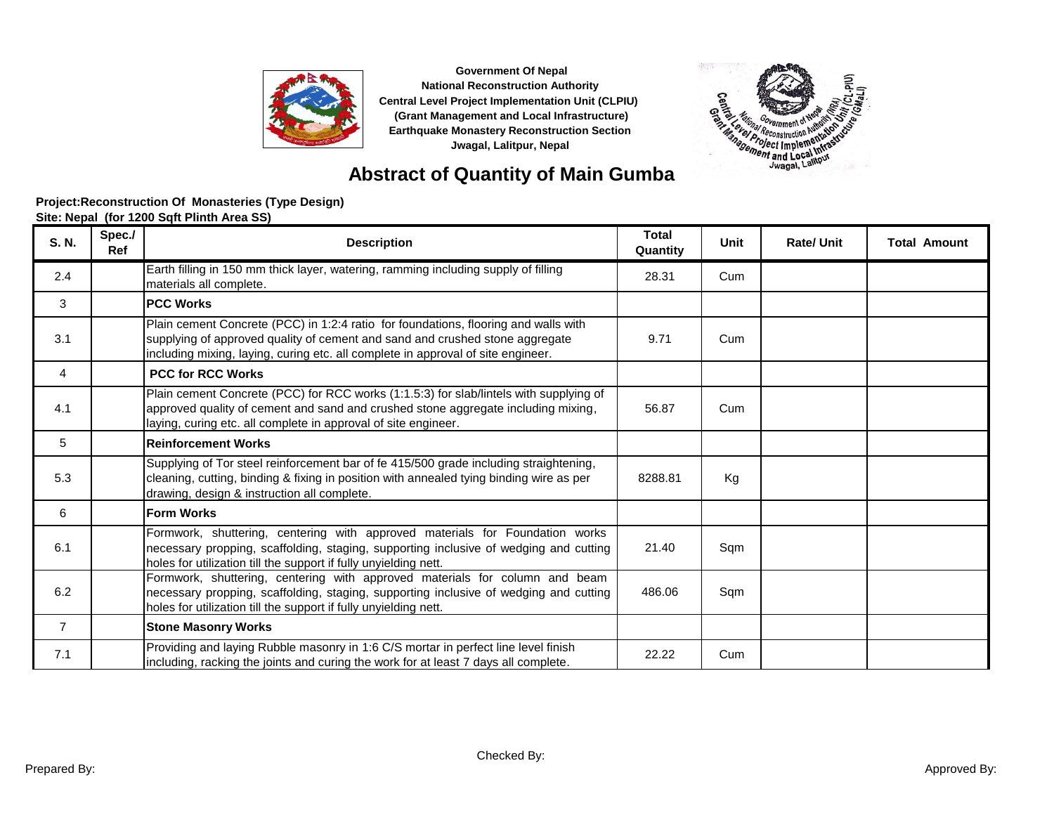**Government Of Nepal**
**National Reconstruction Authority**
**Central Level Project Implementation Unit (CLPIU)**
**(Grant Management and Local Infrastructure)**
**Earthquake Monastery Reconstruction Section**
**Jwagal, Lalitpur, Nepal**

# Abstract of Quantity of Main Gumba

**Project:Reconstruction Of Monasteries (Type Design)**
**Site: Nepal (for 1200 Sqft Plinth Area SS)**

| S. N. | Spec./ Ref | Description | Total Quantity | Unit | Rate/ Unit | Total Amount |
|---|---|---|---|---|---|---|
| 2.4 | | Earth filling in 150 mm thick layer, watering, ramming including supply of filling materials all complete. | 28.31 | Cum | | |
| 3 | | **PCC Works** | | | | |
| 3.1 | | Plain cement Concrete (PCC) in 1:2:4 ratio for foundations, flooring and walls with supplying of approved quality of cement and sand and crushed stone aggregate including mixing, laying, curing etc. all complete in approval of site engineer. | 9.71 | Cum | | |
| 4 | | **PCC for RCC Works** | | | | |
| 4.1 | | Plain cement Concrete (PCC) for RCC works (1:1.5:3) for slab/lintels with supplying of approved quality of cement and sand and crushed stone aggregate including mixing, laying, curing etc. all complete in approval of site engineer. | 56.87 | Cum | | |
| 5 | | **Reinforcement Works** | | | | |
| 5.3 | | Supplying of Tor steel reinforcement bar of fe 415/500 grade including straightening, cleaning, cutting, binding & fixing in position with annealed tying binding wire as per drawing, design & instruction all complete. | 8288.81 | Kg | | |
| 6 | | **Form Works** | | | | |
| 6.1 | | Formwork, shuttering, centering with approved materials for Foundation works necessary propping, scaffolding, staging, supporting inclusive of wedging and cutting holes for utilization till the support if fully unyielding nett. | 21.40 | Sqm | | |
| 6.2 | | Formwork, shuttering, centering with approved materials for column and beam necessary propping, scaffolding, staging, supporting inclusive of wedging and cutting holes for utilization till the support if fully unyielding nett. | 486.06 | Sqm | | |
| 7 | | **Stone Masonry Works** | | | | |
| 7.1 | | Providing and laying Rubble masonry in 1:6 C/S mortar in perfect line level finish including, racking the joints and curing the work for at least 7 days all complete. | 22.22 | Cum | | |

Prepared By: Checked By: Approved By: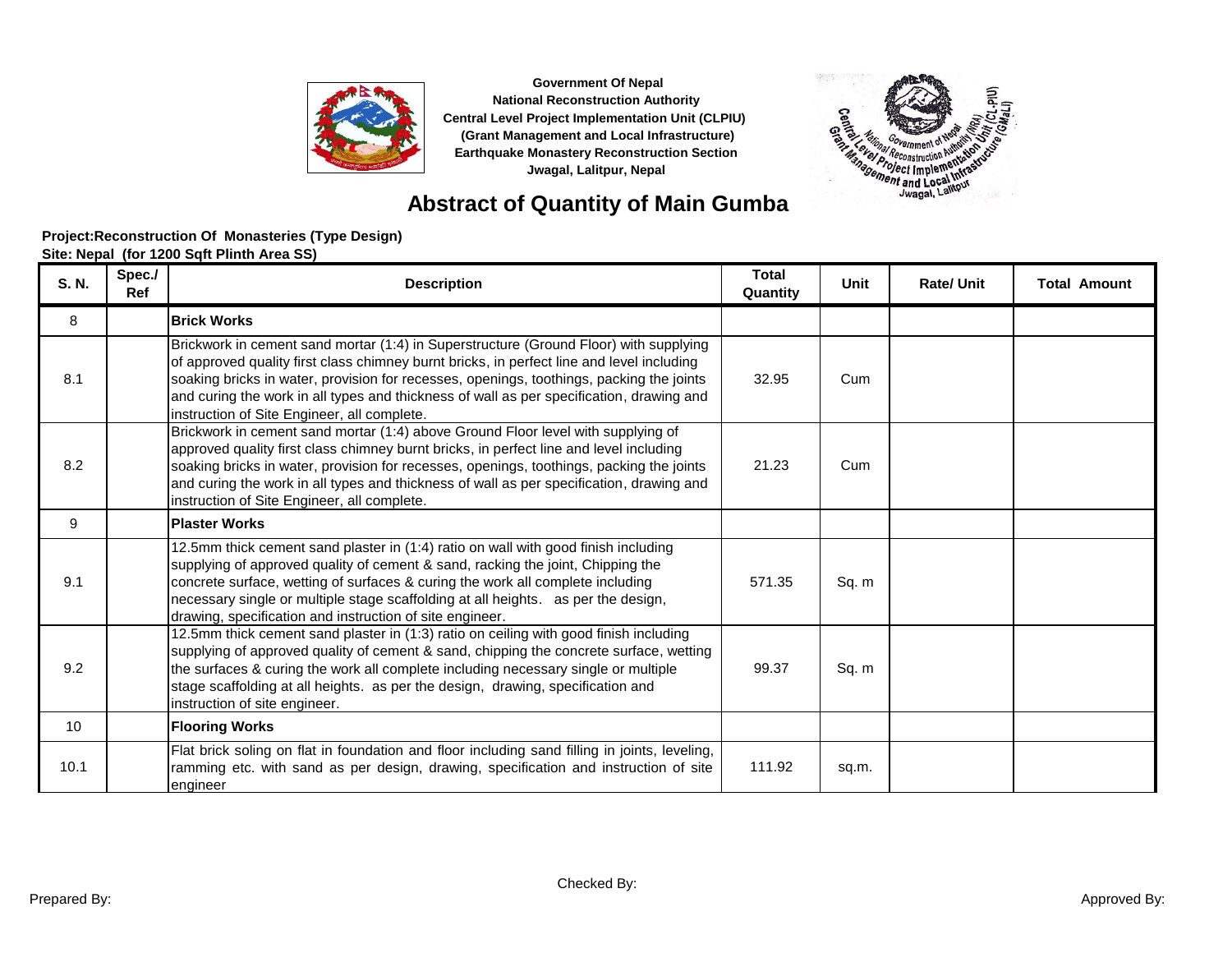Government Of Nepal
National Reconstruction Authority
Central Level Project Implementation Unit (CLPIU)
(Grant Management and Local Infrastructure)
Earthquake Monastery Reconstruction Section
Jwagal, Lalitpur, Nepal

# Abstract of Quantity of Main Gumba

**Project:Reconstruction Of Monasteries (Type Design)**
**Site: Nepal (for 1200 Sqft Plinth Area SS)**

| S. N. | Spec./ Ref | Description | Total Quantity | Unit | Rate/ Unit | Total Amount |
|---|---|---|---|---|---|---|
| 8 | | **Brick Works** | | | | |
| 8.1 | | Brickwork in cement sand mortar (1:4) in Superstructure (Ground Floor) with supplying of approved quality first class chimney burnt bricks, in perfect line and level including soaking bricks in water, provision for recesses, openings, toothings, packing the joints and curing the work in all types and thickness of wall as per specification, drawing and instruction of Site Engineer, all complete. | 32.95 | Cum | | |
| 8.2 | | Brickwork in cement sand mortar (1:4) above Ground Floor level with supplying of approved quality first class chimney burnt bricks, in perfect line and level including soaking bricks in water, provision for recesses, openings, toothings, packing the joints and curing the work in all types and thickness of wall as per specification, drawing and instruction of Site Engineer, all complete. | 21.23 | Cum | | |
| 9 | | **Plaster Works** | | | | |
| 9.1 | | 12.5mm thick cement sand plaster in (1:4) ratio on wall with good finish including supplying of approved quality of cement & sand, racking the joint, Chipping the concrete surface, wetting of surfaces & curing the work all complete including necessary single or multiple stage scaffolding at all heights. as per the design, drawing, specification and instruction of site engineer. | 571.35 | Sq. m | | |
| 9.2 | | 12.5mm thick cement sand plaster in (1:3) ratio on ceiling with good finish including supplying of approved quality of cement & sand, chipping the concrete surface, wetting the surfaces & curing the work all complete including necessary single or multiple stage scaffolding at all heights. as per the design, drawing, specification and instruction of site engineer. | 99.37 | Sq. m | | |
| 10 | | **Flooring Works** | | | | |
| 10.1 | | Flat brick soling on flat in foundation and floor including sand filling in joints, leveling, ramming etc. with sand as per design, drawing, specification and instruction of site engineer | 111.92 | sq.m. | | |

Prepared By: Checked By: Approved By: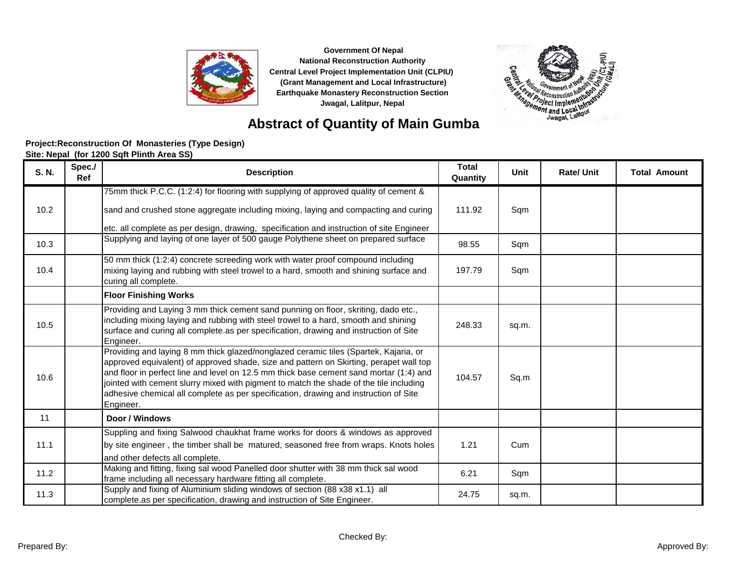Government Of Nepal
National Reconstruction Authority
Central Level Project Implementation Unit (CLPIU)
(Grant Management and Local Infrastructure)
Earthquake Monastery Reconstruction Section
Jwagal, Lalitpur, Nepal

# Abstract of Quantity of Main Gumba

**Project:Reconstruction Of Monasteries (Type Design)**
**Site: Nepal (for 1200 Sqft Plinth Area SS)**

| S. N. | Spec./ Ref | Description | Total Quantity | Unit | Rate/ Unit | Total Amount |
|---|---|---|---|---|---|---|
| 10.2 | | 75mm thick P.C.C. (1:2:4) for flooring with supplying of approved quality of cement & sand and crushed stone aggregate including mixing, laying and compacting and curing etc. all complete as per design, drawing, specification and instruction of site Engineer | 111.92 | Sqm | | |
| 10.3 | | Supplying and laying of one layer of 500 gauge Polythene sheet on prepared surface | 98.55 | Sqm | | |
| 10.4 | | 50 mm thick (1:2:4) concrete screeding work with water proof compound including mixing laying and rubbing with steel trowel to a hard, smooth and shining surface and curing all complete. | 197.79 | Sqm | | |
| | | **Floor Finishing Works** | | | | |
| 10.5 | | Providing and Laying 3 mm thick cement sand punning on floor, skriting, dado etc., including mixing laying and rubbing with steel trowel to a hard, smooth and shining surface and curing all complete.as per specification, drawing and instruction of Site Engineer. | 248.33 | sq.m. | | |
| 10.6 | | Providing and laying 8 mm thick glazed/nonglazed ceramic tiles (Spartek, Kajaria, or approved equivalent) of approved shade, size and pattern on Skirting, perapet wall top and floor in perfect line and level on 12.5 mm thick base cement sand mortar (1:4) and jointed with cement slurry mixed with pigment to match the shade of the tile including adhesive chemical all complete as per specification, drawing and instruction of Site Engineer. | 104.57 | Sq.m | | |
| 11 | | **Door / Windows** | | | | |
| 11.1 | | Suppling and fixing Salwood chaukhat frame works for doors & windows as approved by site engineer , the timber shall be matured, seasoned free from wraps. Knots holes and other defects all complete. | 1.21 | Cum | | |
| 11.2 | | Making and fitting, fixing sal wood Panelled door shutter with 38 mm thick sal wood frame including all necessary hardware fitting all complete. | 6.21 | Sqm | | |
| 11.3 | | Supply and fixing of Aluminium sliding windows of section (88 x38 x1.1) all complete.as per specification, drawing and instruction of Site Engineer. | 24.75 | sq.m. | | |

Prepared By: Checked By: Approved By: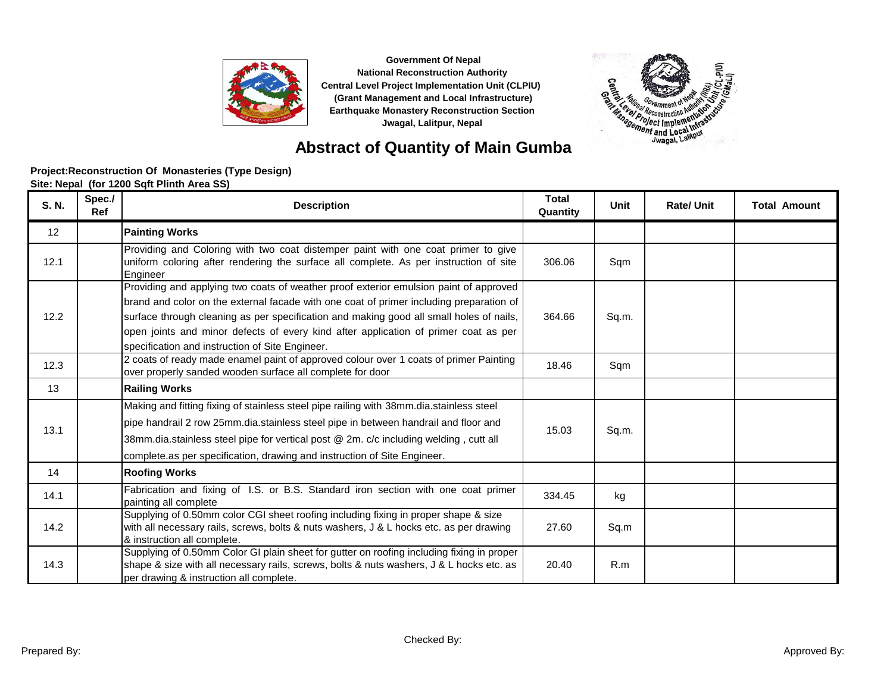Government Of Nepal
National Reconstruction Authority
Central Level Project Implementation Unit (CLPIU)
(Grant Management and Local Infrastructure)
Earthquake Monastery Reconstruction Section
Jwagal, Lalitpur, Nepal

# Abstract of Quantity of Main Gumba

**Project:Reconstruction Of Monasteries (Type Design)**
**Site: Nepal (for 1200 Sqft Plinth Area SS)**

| S. N. | Spec./ Ref | Description | Total Quantity | Unit | Rate/ Unit | Total Amount |
|---|---|---|---|---|---|---|
| 12 | | **Painting Works** | | | | |
| 12.1 | | Providing and Coloring with two coat distemper paint with one coat primer to give uniform coloring after rendering the surface all complete. As per instruction of site Engineer | 306.06 | Sqm | | |
| 12.2 | | Providing and applying two coats of weather proof exterior emulsion paint of approved brand and color on the external facade with one coat of primer including preparation of surface through cleaning as per specification and making good all small holes of nails, open joints and minor defects of every kind after application of primer coat as per specification and instruction of Site Engineer. | 364.66 | Sq.m. | | |
| 12.3 | | 2 coats of ready made enamel paint of approved colour over 1 coats of primer Painting over properly sanded wooden surface all complete for door | 18.46 | Sqm | | |
| 13 | | **Railing Works** | | | | |
| 13.1 | | Making and fitting fixing of stainless steel pipe railing with 38mm.dia.stainless steel pipe handrail 2 row 25mm.dia.stainless steel pipe in between handrail and floor and 38mm.dia.stainless steel pipe for vertical post @ 2m. c/c including welding , cutt all complete.as per specification, drawing and instruction of Site Engineer. | 15.03 | Sq.m. | | |
| 14 | | **Roofing Works** | | | | |
| 14.1 | | Fabrication and fixing of I.S. or B.S. Standard iron section with one coat primer painting all complete | 334.45 | kg | | |
| 14.2 | | Supplying of 0.50mm color CGI sheet roofing including fixing in proper shape & size with all necessary rails, screws, bolts & nuts washers, J & L hocks etc. as per drawing & instruction all complete. | 27.60 | Sq.m | | |
| 14.3 | | Supplying of 0.50mm Color GI plain sheet for gutter on roofing including fixing in proper shape & size with all necessary rails, screws, bolts & nuts washers, J & L hocks etc. as per drawing & instruction all complete. | 20.40 | R.m | | |

Prepared By: Checked By: Approved By: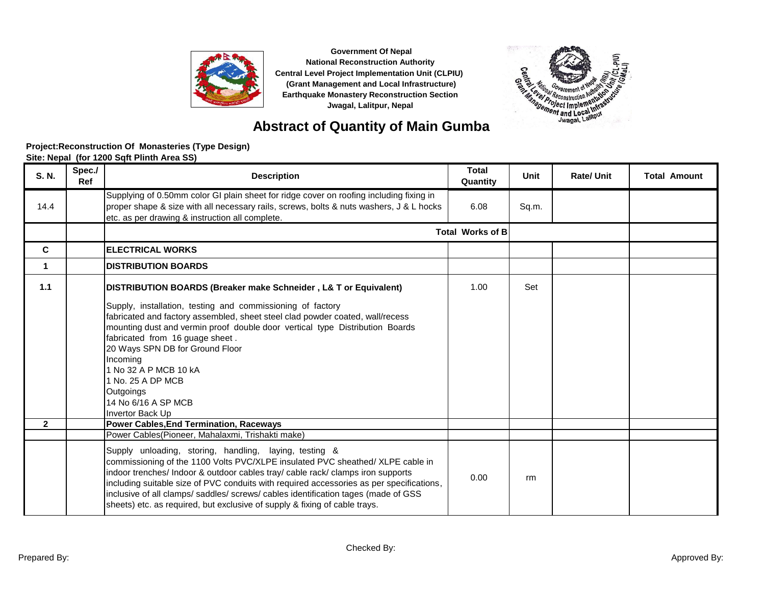Government Of Nepal
National Reconstruction Authority
Central Level Project Implementation Unit (CLPIU)
(Grant Management and Local Infrastructure)
Earthquake Monastery Reconstruction Section
Jwagal, Lalitpur, Nepal

# Abstract of Quantity of Main Gumba

**Project:Reconstruction Of Monasteries (Type Design)**
**Site: Nepal (for 1200 Sqft Plinth Area SS)**

| S. N. | Spec./ Ref | Description | Total Quantity | Unit | Rate/ Unit | Total Amount |
|---|---|---|---|---|---|---|
| 14.4 | | Supplying of 0.50mm color GI plain sheet for ridge cover on roofing including fixing in proper shape & size with all necessary rails, screws, bolts & nuts washers, J & L hocks etc. as per drawing & instruction all complete. | 6.08 | Sq.m. | | |
| | | | **Total Works of B** | | | |
| **C** | | **ELECTRICAL WORKS** | | | | |
| **1** | | **DISTRIBUTION BOARDS** | | | | |
| **1.1** | | **DISTRIBUTION BOARDS (Breaker make Schneider , L& T or Equivalent)**<br>Supply, installation, testing and commissioning of factory fabricated and factory assembled, sheet steel clad powder coated, wall/recess mounting dust and vermin proof double door vertical type Distribution Boards fabricated from 16 guage sheet .<br>20 Ways SPN DB for Ground Floor<br>Incoming<br>1 No 32 A P MCB 10 kA<br>1 No. 25 A DP MCB<br>Outgoings<br>14 No 6/16 A SP MCB<br>Invertor Back Up | 1.00 | Set | | |
| **2** | | **Power Cables,End Termination, Raceways** | | | | |
| | | Power Cables(Pioneer, Mahalaxmi, Trishakti make) | | | | |
| | | Supply unloading, storing, handling, laying, testing & commissioning of the 1100 Volts PVC/XLPE insulated PVC sheathed/ XLPE cable in indoor trenches/ Indoor & outdoor cables tray/ cable rack/ clamps iron supports including suitable size of PVC conduits with required accessories as per specifications, inclusive of all clamps/ saddles/ screws/ cables identification tages (made of GSS sheets) etc. as required, but exclusive of supply & fixing of cable trays. | 0.00 | rm | | |

Prepared By: Checked By: Approved By: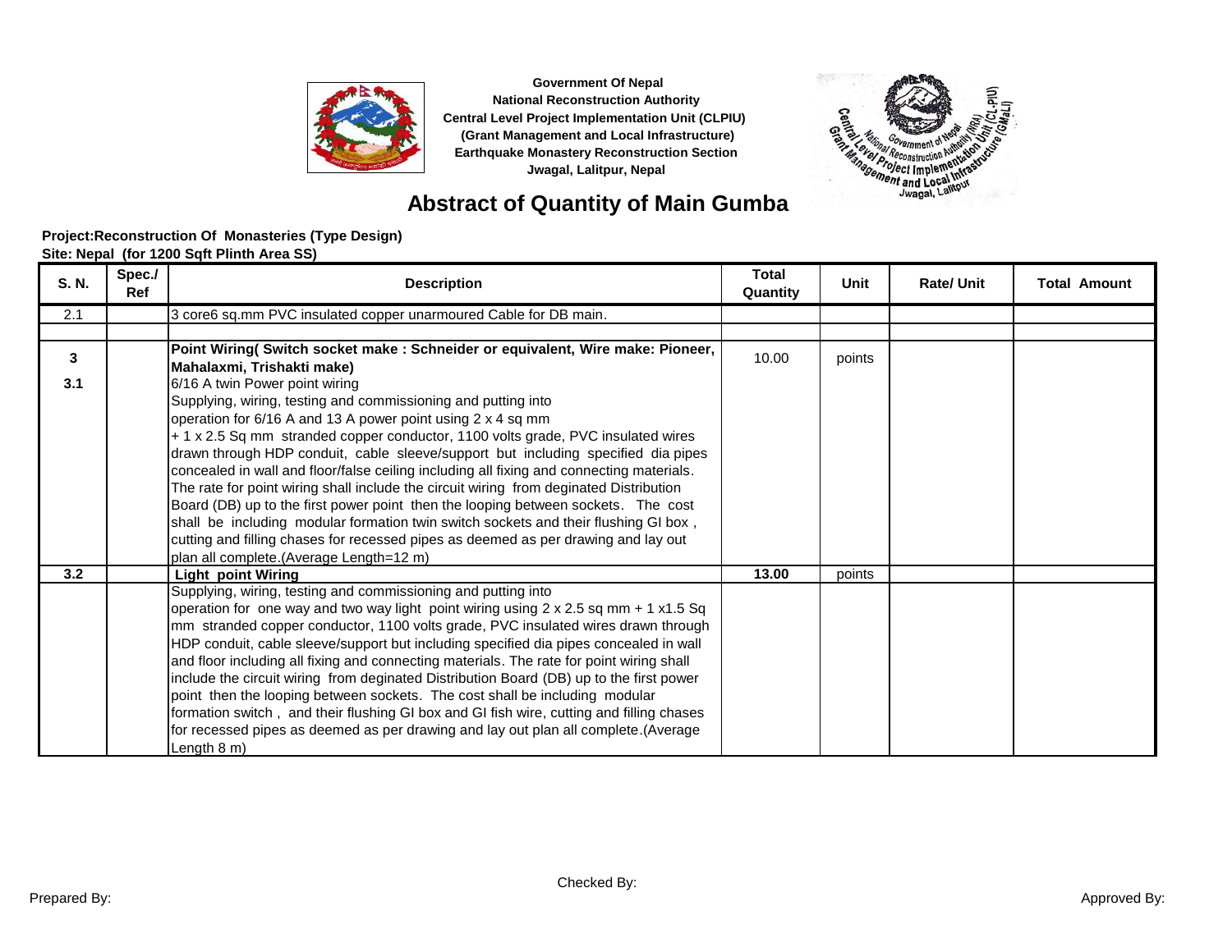Government Of Nepal
National Reconstruction Authority
Central Level Project Implementation Unit (CLPIU)
(Grant Management and Local Infrastructure)
Earthquake Monastery Reconstruction Section
Jwagal, Lalitpur, Nepal

# Abstract of Quantity of Main Gumba

**Project:Reconstruction Of Monasteries (Type Design)**
**Site: Nepal (for 1200 Sqft Plinth Area SS)**

| S. N. | Spec./ Ref | Description | Total Quantity | Unit | Rate/ Unit | Total Amount |
|---|---|---|---|---|---|---|
| 2.1 | | 3 core6 sq.mm PVC insulated copper unarmoured Cable for DB main. | | | | |
| | | | | | | |
| **3** | | **Point Wiring( Switch socket make : Schneider or equivalent, Wire make: Pioneer, Mahalaxmi, Trishakti make)** | 10.00 | points | | |
| **3.1** | | 6/16 A twin Power point wiring<br>Supplying, wiring, testing and commissioning and putting into operation for 6/16 A and 13 A power point using 2 x 4 sq mm + 1 x 2.5 Sq mm stranded copper conductor, 1100 volts grade, PVC insulated wires drawn through HDP conduit, cable sleeve/support but including specified dia pipes concealed in wall and floor/false ceiling including all fixing and connecting materials. The rate for point wiring shall include the circuit wiring from deginated Distribution Board (DB) up to the first power point then the looping between sockets. The cost shall be including modular formation twin switch sockets and their flushing GI box , cutting and filling chases for recessed pipes as deemed as per drawing and lay out plan all complete.(Average Length=12 m) | | | | |
| **3.2** | | **Light point Wiring** | **13.00** | points | | |
| | | Supplying, wiring, testing and commissioning and putting into operation for one way and two way light point wiring using 2 x 2.5 sq mm + 1 x1.5 Sq mm stranded copper conductor, 1100 volts grade, PVC insulated wires drawn through HDP conduit, cable sleeve/support but including specified dia pipes concealed in wall and floor including all fixing and connecting materials. The rate for point wiring shall include the circuit wiring from deginated Distribution Board (DB) up to the first power point then the looping between sockets. The cost shall be including modular formation switch , and their flushing GI box and GI fish wire, cutting and filling chases for recessed pipes as deemed as per drawing and lay out plan all complete.(Average Length 8 m) | | | | |

Prepared By: Checked By: Approved By: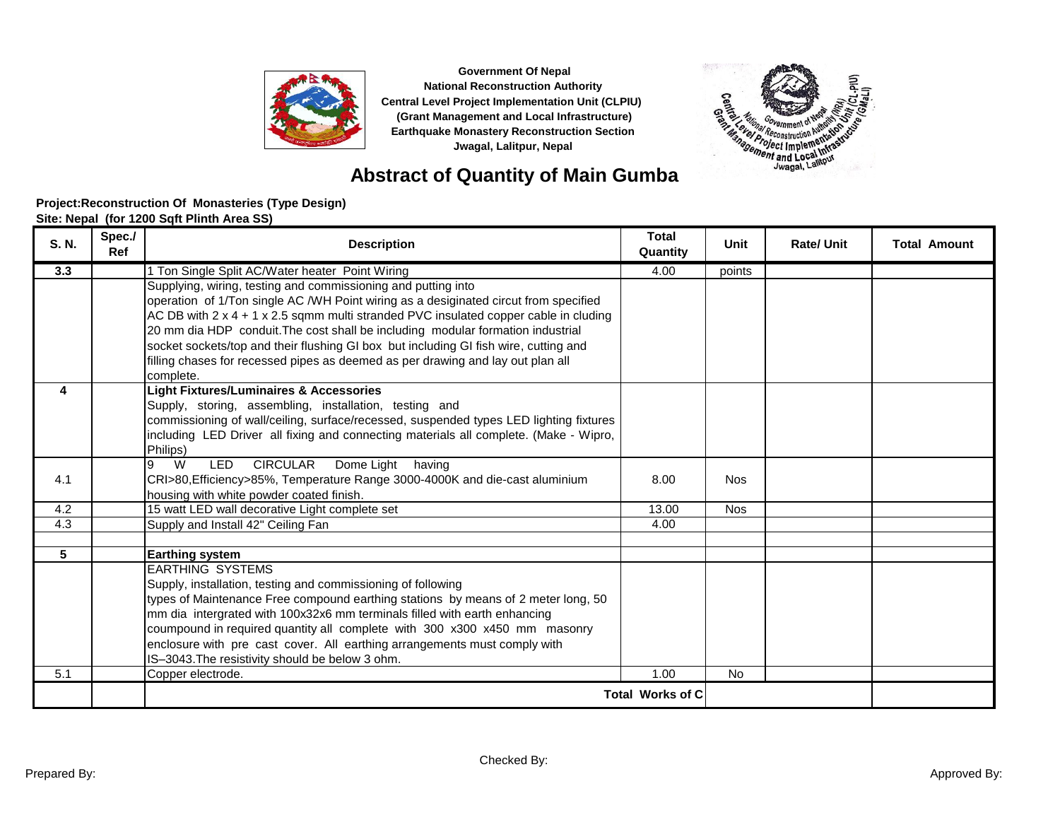**Government Of Nepal**
**National Reconstruction Authority**
**Central Level Project Implementation Unit (CLPIU)**
**(Grant Management and Local Infrastructure)**
**Earthquake Monastery Reconstruction Section**
**Jwagal, Lalitpur, Nepal**

# Abstract of Quantity of Main Gumba

**Project:Reconstruction Of Monasteries (Type Design)**
**Site: Nepal (for 1200 Sqft Plinth Area SS)**

| S. N. | Spec./ Ref | Description | Total Quantity | Unit | Rate/ Unit | Total Amount |
|---|---|---|---|---|---|---|
| 3.3 | | 1 Ton Single Split AC/Water heater Point Wiring | 4.00 | points | | |
| | | Supplying, wiring, testing and commissioning and putting into operation of 1/Ton single AC /WH Point wiring as a desiginated circut from specified AC DB with 2 x 4 + 1 x 2.5 sqmm multi stranded PVC insulated copper cable in cluding 20 mm dia HDP conduit.The cost shall be including modular formation industrial socket sockets/top and their flushing GI box but including GI fish wire, cutting and filling chases for recessed pipes as deemed as per drawing and lay out plan all complete. | | | | |
| **4** | | **Light Fixtures/Luminaires & Accessories** Supply, storing, assembling, installation, testing and commissioning of wall/ceiling, surface/recessed, suspended types LED lighting fixtures including LED Driver all fixing and connecting materials all complete. (Make - Wipro, Philips) | | | | |
| 4.1 | | 9 W LED CIRCULAR Dome Light having CRI>80,Efficiency>85%, Temperature Range 3000-4000K and die-cast aluminium housing with white powder coated finish. | 8.00 | Nos | | |
| 4.2 | | 15 watt LED wall decorative Light complete set | 13.00 | Nos | | |
| 4.3 | | Supply and Install 42" Ceiling Fan | 4.00 | | | |
| | | | | | | |
| **5** | | **Earthing system** | | | | |
| | | EARTHING SYSTEMS Supply, installation, testing and commissioning of following types of Maintenance Free compound earthing stations by means of 2 meter long, 50 mm dia intergrated with 100x32x6 mm terminals filled with earth enhancing coumpound in required quantity all complete with 300 x300 x450 mm masonry enclosure with pre cast cover. All earthing arrangements must comply with IS–3043.The resistivity should be below 3 ohm. | | | | |
| 5.1 | | Copper electrode. | 1.00 | No | | |
| | | | **Total Works of C** | | | |

Prepared By: Checked By: Approved By: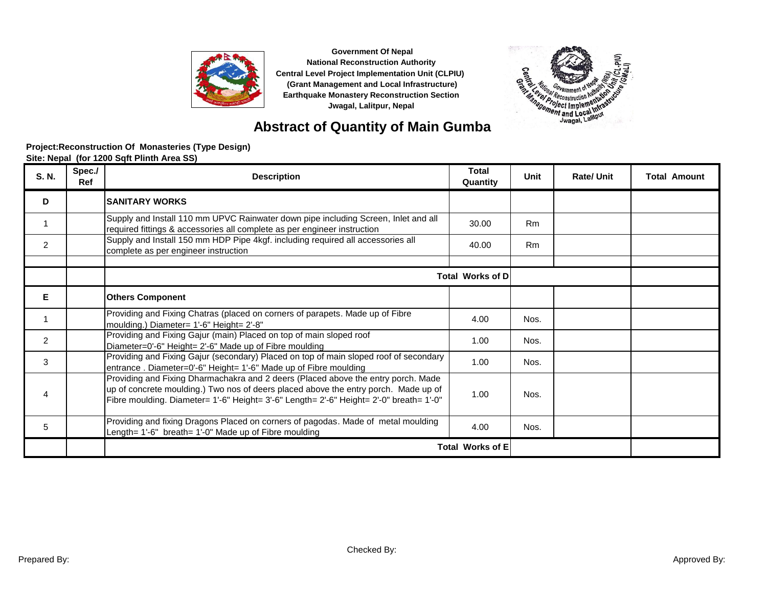Government Of Nepal
National Reconstruction Authority
Central Level Project Implementation Unit (CLPIU)
(Grant Management and Local Infrastructure)
Earthquake Monastery Reconstruction Section
Jwagal, Lalitpur, Nepal

# Abstract of Quantity of Main Gumba

**Project:Reconstruction Of Monasteries (Type Design)**
**Site: Nepal (for 1200 Sqft Plinth Area SS)**

| S. N. | Spec./ Ref | Description | Total Quantity | Unit | Rate/ Unit | Total Amount |
|---|---|---|---|---|---|---|
| D | | **SANITARY WORKS** | | | | |
| 1 | | Supply and Install 110 mm UPVC Rainwater down pipe including Screen, Inlet and all required fittings & accessories all complete as per engineer instruction | 30.00 | Rm | | |
| 2 | | Supply and Install 150 mm HDP Pipe 4kgf. including required all accessories all complete as per engineer instruction | 40.00 | Rm | | |
| | | | | | | |
| | | **Total Works of D** | | | | |
| E | | **Others Component** | | | | |
| 1 | | Providing and Fixing Chatras (placed on corners of parapets. Made up of Fibre moulding.) Diameter= 1'-6" Height= 2'-8" | 4.00 | Nos. | | |
| 2 | | Providing and Fixing Gajur (main) Placed on top of main sloped roof Diameter=0'-6" Height= 2'-6" Made up of Fibre moulding | 1.00 | Nos. | | |
| 3 | | Providing and Fixing Gajur (secondary) Placed on top of main sloped roof of secondary entrance . Diameter=0'-6" Height= 1'-6" Made up of Fibre moulding | 1.00 | Nos. | | |
| 4 | | Providing and Fixing Dharmachakra and 2 deers (Placed above the entry porch. Made up of concrete moulding.) Two nos of deers placed above the entry porch. Made up of Fibre moulding. Diameter= 1'-6" Height= 3'-6" Length= 2'-6" Height= 2'-0" breath= 1'-0" | 1.00 | Nos. | | |
| 5 | | Providing and fixing Dragons Placed on corners of pagodas. Made of metal moulding Length= 1'-6" breath= 1'-0" Made up of Fibre moulding | 4.00 | Nos. | | |
| | | **Total Works of E** | | | | |

Prepared By: Checked By: Approved By: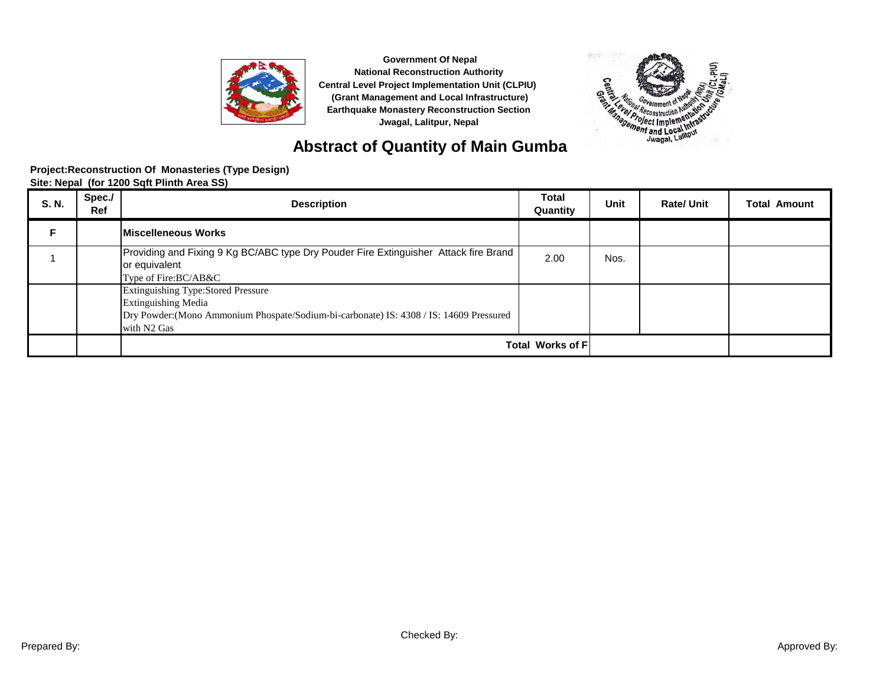Government Of Nepal
National Reconstruction Authority
Central Level Project Implementation Unit (CLPIU)
(Grant Management and Local Infrastructure)
Earthquake Monastery Reconstruction Section
Jwagal, Lalitpur, Nepal

# Abstract of Quantity of Main Gumba

**Project:Reconstruction Of Monasteries (Type Design)**
**Site: Nepal (for 1200 Sqft Plinth Area SS)**

| S. N. | Spec./ Ref | Description | Total Quantity | Unit | Rate/ Unit | Total Amount |
|---|---|---|---|---|---|---|
| F | | **Miscelleneous Works** | | | | |
| 1 | | Providing and Fixing 9 Kg BC/ABC type Dry Pouder Fire Extinguisher Attack fire Brand or equivalent<br>Type of Fire:BC/AB&C | 2.00 | Nos. | | |
| | | Extinguishing Type:Stored Pressure<br>Extinguishing Media<br>Dry Powder:(Mono Ammonium Phospate/Sodium-bi-carbonate) IS: 4308 / IS: 14609 Pressured with N2 Gas | | | | |
| | | **Total Works of F** | | | | |

Prepared By:

Checked By:

Approved By: